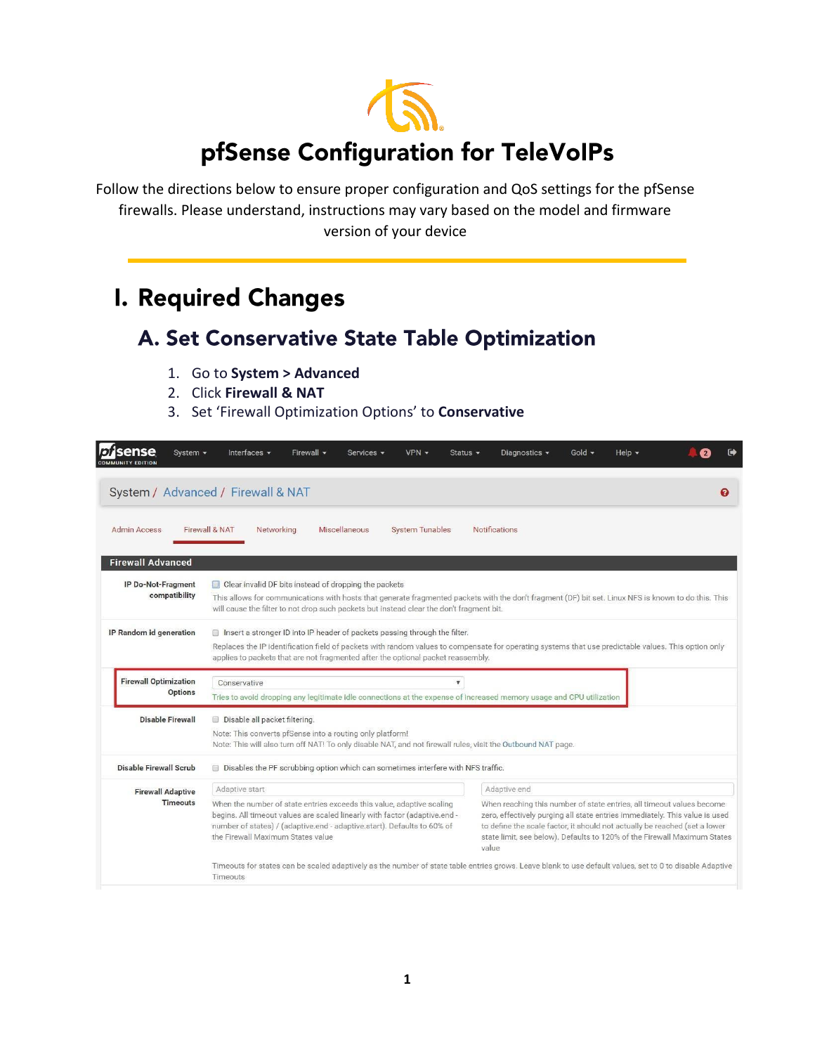# pfSense Configuration for TeleVoIPs

Follow the directions below to ensure proper configuration and QoS settings for the pfSense firewalls. Please understand, instructions may vary based on the model and firmware version of your device

## I. Required Changes

### A. Set Conservative State Table Optimization

1. Go to **System > Advanced**
2. Click **Firewall & NAT**
3. Set 'Firewall Optimization Options' to **Conservative**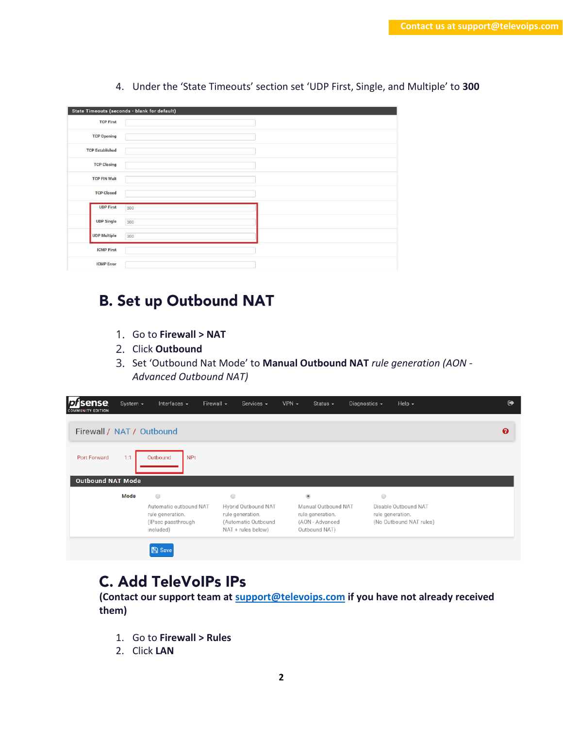4. Under the 'State Timeouts' section set 'UDP First, Single, and Multiple' to **300**

## B. Set up Outbound NAT

1. Go to **Firewall > NAT**
2. Click **Outbound**
3. Set 'Outbound Nat Mode' to **Manual Outbound NAT** *rule generation (AON - Advanced Outbound NAT)*

## C. Add TeleVoIPs IPs

**(Contact our support team at [support@televoips.com](mailto:support@televoips.com) if you have not already received them)**

1. Go to **Firewall > Rules**
2. Click **LAN**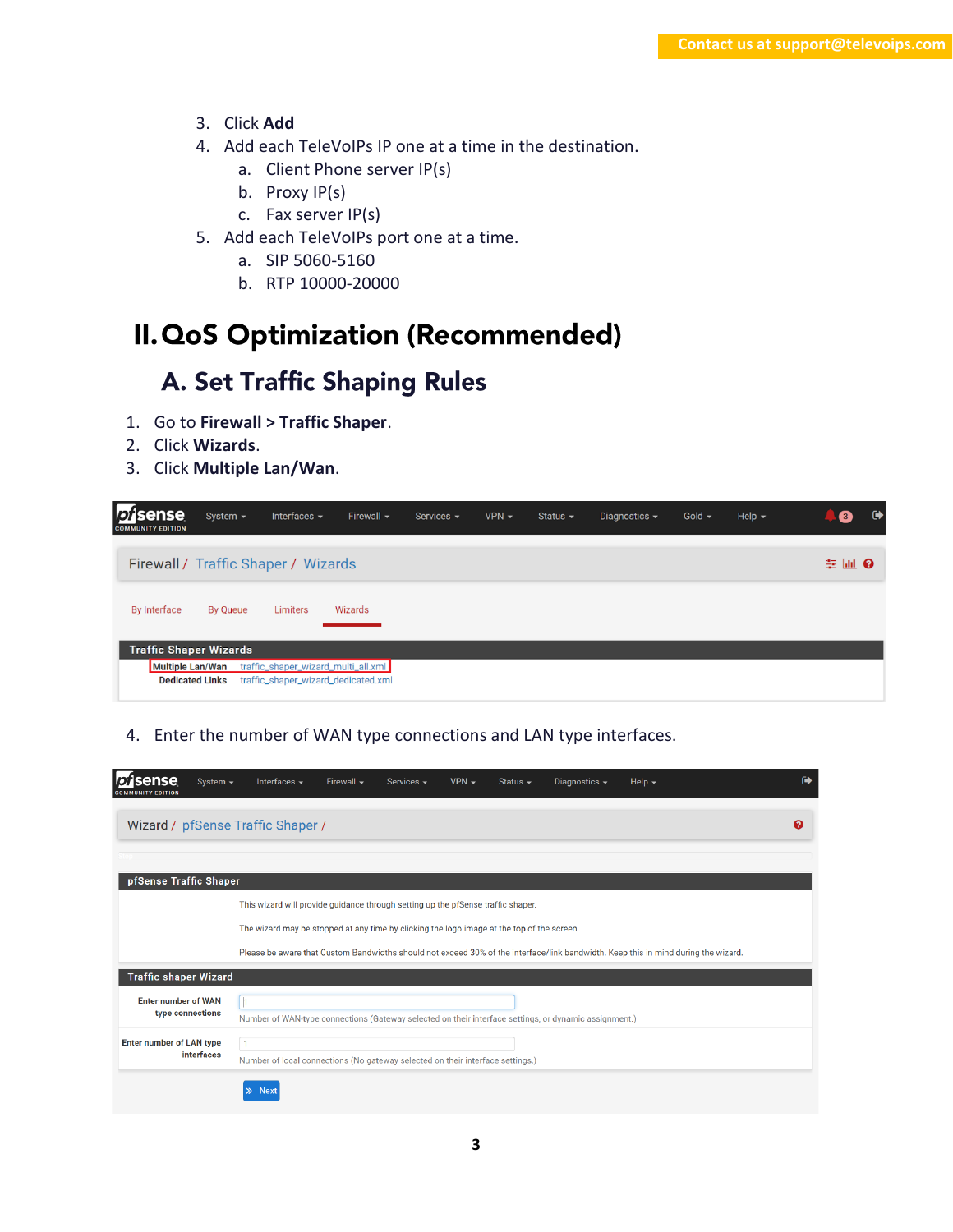3. Click **Add**
4. Add each TeleVoIPs IP one at a time in the destination.
    a. Client Phone server IP(s)
    b. Proxy IP(s)
    c. Fax server IP(s)
5. Add each TeleVoIPs port one at a time.
    a. SIP 5060-5160
    b. RTP 10000-20000

# II. QoS Optimization (Recommended)

## A. Set Traffic Shaping Rules

1. Go to **Firewall > Traffic Shaper**.
2. Click **Wizards**.
3. Click **Multiple Lan/Wan**.

4. Enter the number of WAN type connections and LAN type interfaces.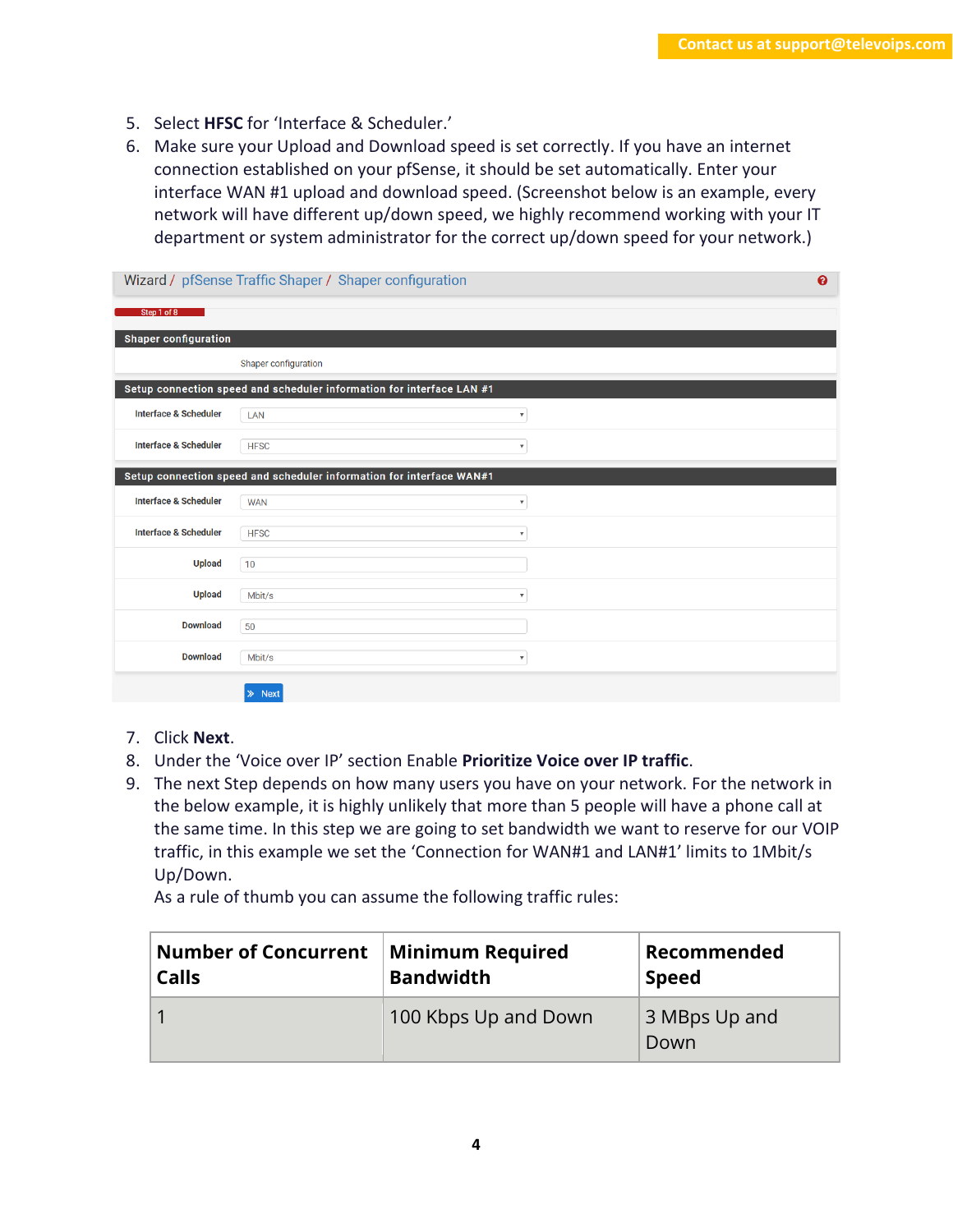5. Select **HFSC** for 'Interface & Scheduler.'
6. Make sure your Upload and Download speed is set correctly. If you have an internet connection established on your pfSense, it should be set automatically. Enter your interface WAN #1 upload and download speed. (Screenshot below is an example, every network will have different up/down speed, we highly recommend working with your IT department or system administrator for the correct up/down speed for your network.)

Wizard / pfSense Traffic Shaper / Shaper configuration

Step 1 of 8

**Shaper configuration**

Shaper configuration

**Setup connection speed and scheduler information for interface LAN #1**

| | |
|---|---|
| Interface & Scheduler | LAN |
| Interface & Scheduler | HFSC |

**Setup connection speed and scheduler information for interface WAN#1**

| | |
|---|---|
| Interface & Scheduler | WAN |
| Interface & Scheduler | HFSC |
| Upload | 10 |
| Upload | Mbit/s |
| Download | 50 |
| Download | Mbit/s |

Next

7. Click **Next**.
8. Under the 'Voice over IP' section Enable **Prioritize Voice over IP traffic**.
9. The next Step depends on how many users you have on your network. For the network in the below example, it is highly unlikely that more than 5 people will have a phone call at the same time. In this step we are going to set bandwidth we want to reserve for our VOIP traffic, in this example we set the 'Connection for WAN#1 and LAN#1' limits to 1Mbit/s Up/Down.
   As a rule of thumb you can assume the following traffic rules:

| Number of Concurrent Calls | Minimum Required Bandwidth | Recommended Speed |
|---|---|---|
| 1 | 100 Kbps Up and Down | 3 MBps Up and Down |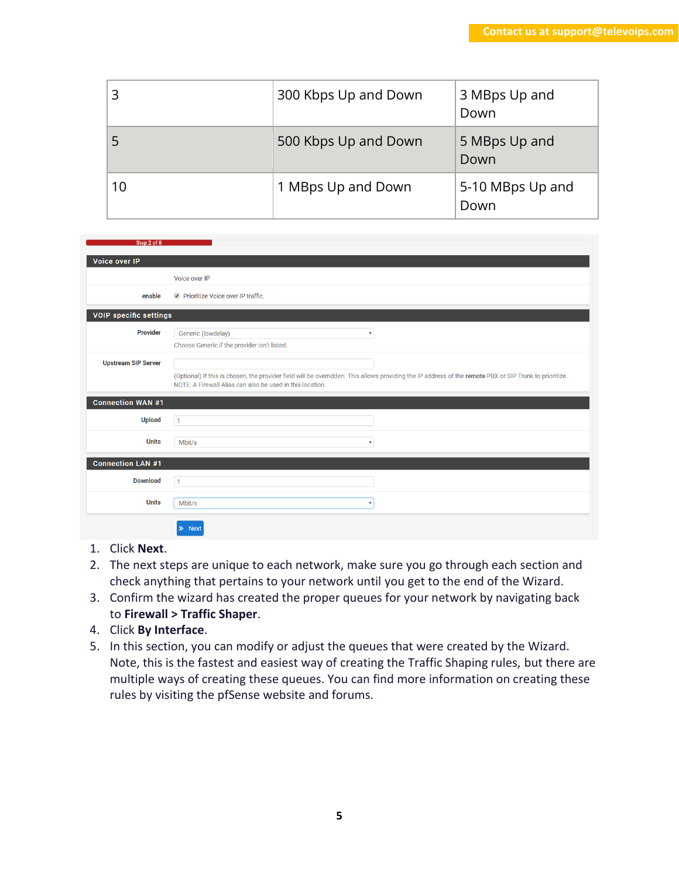| 3 | 300 Kbps Up and Down | 3 MBps Up and Down |
|---|---|---|
| 5 | 500 Kbps Up and Down | 5 MBps Up and Down |
| 10 | 1 MBps Up and Down | 5-10 MBps Up and Down |

Step 2 of 8

**Voice over IP**

Voice over IP

**enable** ☑ Prioritize Voice over IP traffic.

**VOIP specific settings**

**Provider** Generic (lowdelay)

Choose Generic if the provider isn't listed.

**Upstream SIP Server**

(Optional) If this is chosen, the provider field will be overridden. This allows providing the IP address of the **remote** PBX or SIP Trunk to prioritize.
NOTE: A Firewall Alias can also be used in this location.

**Connection WAN #1**

**Upload** 1

**Units** Mbit/s

**Connection LAN #1**

**Download** 1

**Units** Mbit/s

» Next

1. Click **Next**.
2. The next steps are unique to each network, make sure you go through each section and check anything that pertains to your network until you get to the end of the Wizard.
3. Confirm the wizard has created the proper queues for your network by navigating back to **Firewall > Traffic Shaper**.
4. Click **By Interface**.
5. In this section, you can modify or adjust the queues that were created by the Wizard. Note, this is the fastest and easiest way of creating the Traffic Shaping rules, but there are multiple ways of creating these queues. You can find more information on creating these rules by visiting the pfSense website and forums.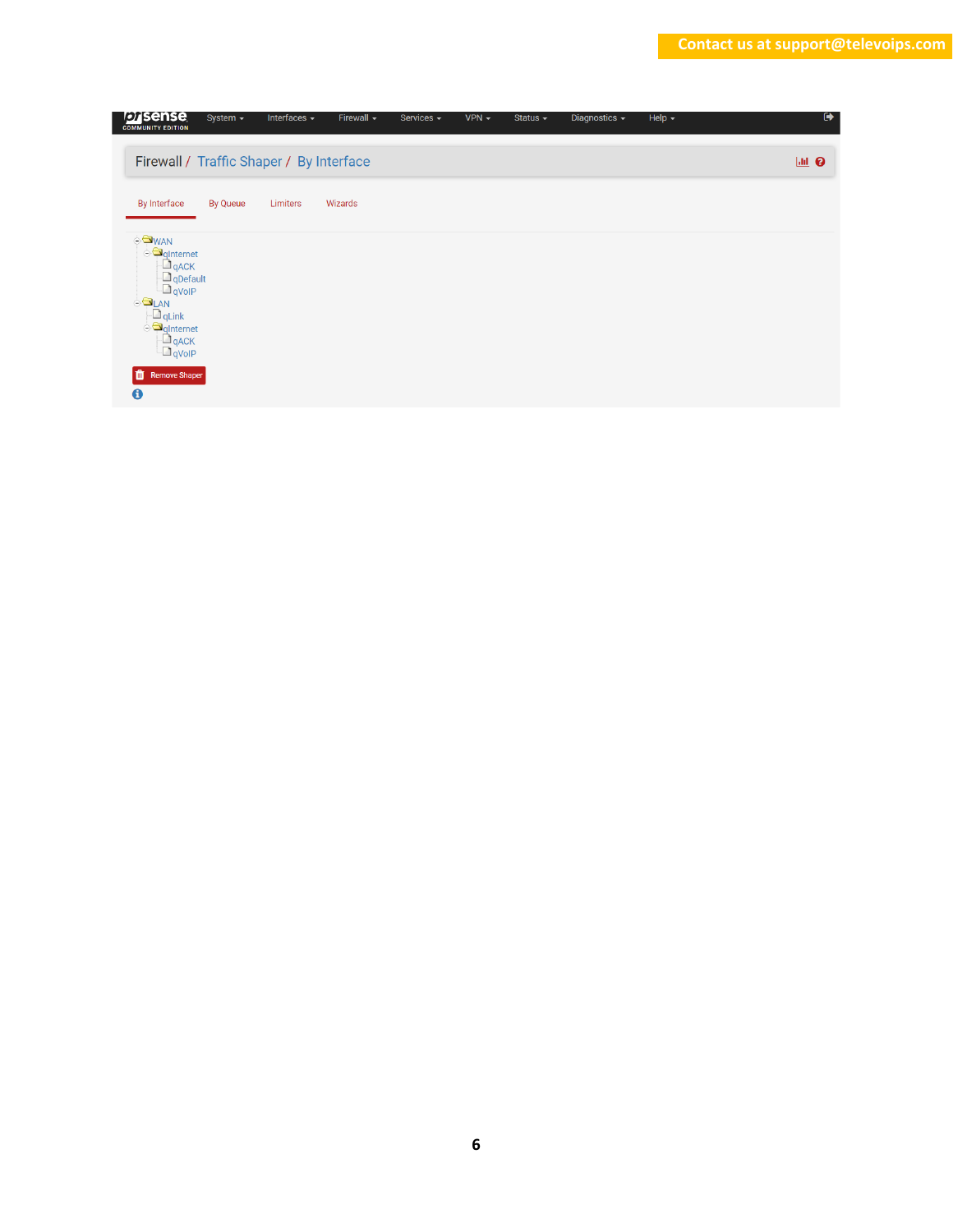Firewall / Traffic Shaper / By Interface

By Interface | By Queue | Limiters | Wizards

- WAN
  - qInternet
    - qACK
    - qDefault
    - qVoIP
- LAN
  - qLink
  - qInternet
    - qACK
    - qVoIP

Remove Shaper